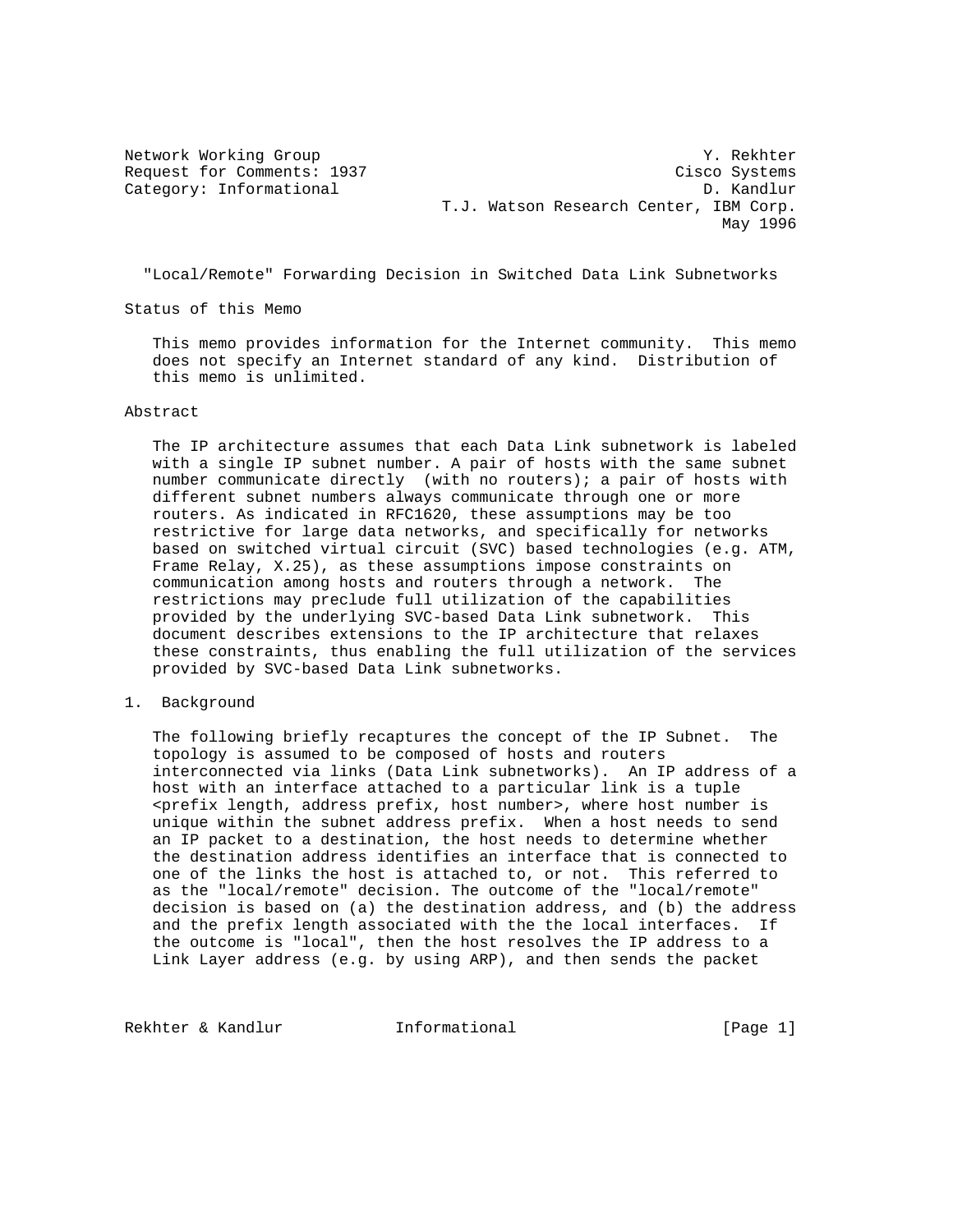Network Working Group — Y. Rekhter
Request for Comments: 1937 — Cisco Systems
Category: Informational — D. Kandlur
T.J. Watson Research Center, IBM Corp.
May 1996

# "Local/Remote" Forwarding Decision in Switched Data Link Subnetworks

## Status of this Memo

This memo provides information for the Internet community. This memo does not specify an Internet standard of any kind. Distribution of this memo is unlimited.

## Abstract

The IP architecture assumes that each Data Link subnetwork is labeled with a single IP subnet number. A pair of hosts with the same subnet number communicate directly (with no routers); a pair of hosts with different subnet numbers always communicate through one or more routers. As indicated in RFC1620, these assumptions may be too restrictive for large data networks, and specifically for networks based on switched virtual circuit (SVC) based technologies (e.g. ATM, Frame Relay, X.25), as these assumptions impose constraints on communication among hosts and routers through a network. The restrictions may preclude full utilization of the capabilities provided by the underlying SVC-based Data Link subnetwork. This document describes extensions to the IP architecture that relaxes these constraints, thus enabling the full utilization of the services provided by SVC-based Data Link subnetworks.

## 1. Background

The following briefly recaptures the concept of the IP Subnet. The topology is assumed to be composed of hosts and routers interconnected via links (Data Link subnetworks). An IP address of a host with an interface attached to a particular link is a tuple <prefix length, address prefix, host number>, where host number is unique within the subnet address prefix. When a host needs to send an IP packet to a destination, the host needs to determine whether the destination address identifies an interface that is connected to one of the links the host is attached to, or not. This referred to as the "local/remote" decision. The outcome of the "local/remote" decision is based on (a) the destination address, and (b) the address and the prefix length associated with the the local interfaces. If the outcome is "local", then the host resolves the IP address to a Link Layer address (e.g. by using ARP), and then sends the packet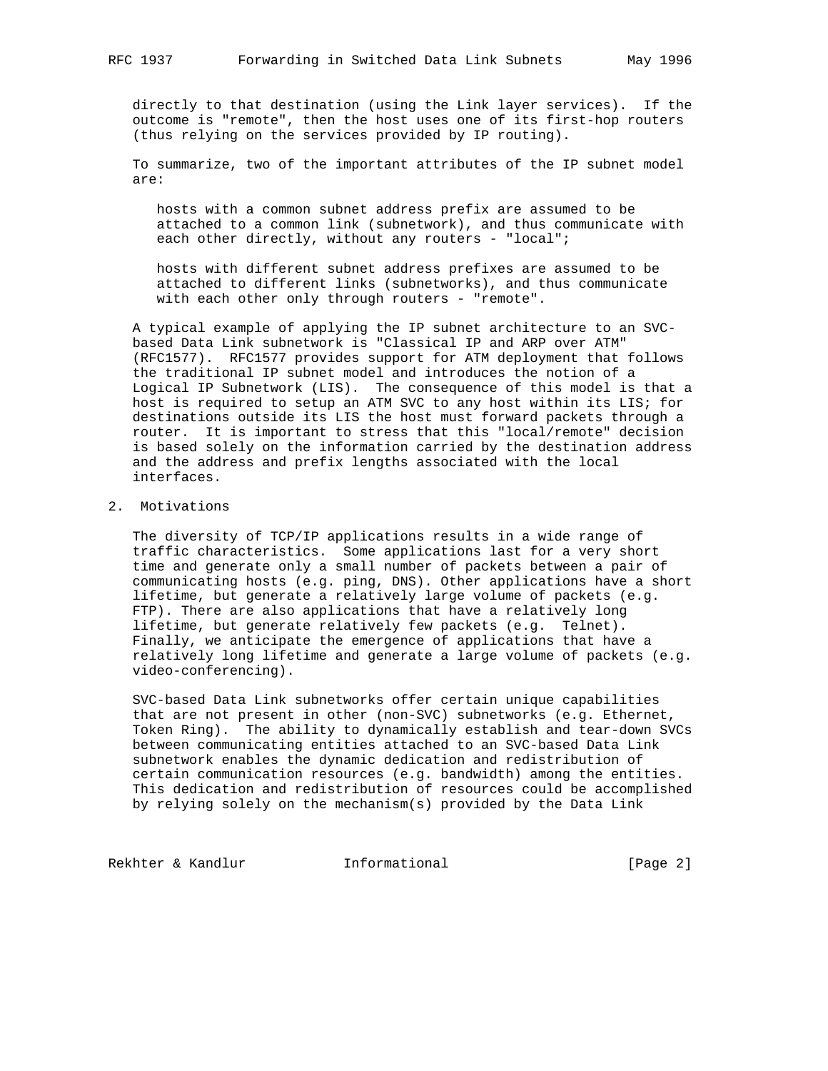directly to that destination (using the Link layer services). If the outcome is "remote", then the host uses one of its first-hop routers (thus relying on the services provided by IP routing).

To summarize, two of the important attributes of the IP subnet model are:

> hosts with a common subnet address prefix are assumed to be attached to a common link (subnetwork), and thus communicate with each other directly, without any routers - "local";
>
> hosts with different subnet address prefixes are assumed to be attached to different links (subnetworks), and thus communicate with each other only through routers - "remote".

A typical example of applying the IP subnet architecture to an SVC-based Data Link subnetwork is "Classical IP and ARP over ATM" (RFC1577). RFC1577 provides support for ATM deployment that follows the traditional IP subnet model and introduces the notion of a Logical IP Subnetwork (LIS). The consequence of this model is that a host is required to setup an ATM SVC to any host within its LIS; for destinations outside its LIS the host must forward packets through a router. It is important to stress that this "local/remote" decision is based solely on the information carried by the destination address and the address and prefix lengths associated with the local interfaces.

## 2. Motivations

The diversity of TCP/IP applications results in a wide range of traffic characteristics. Some applications last for a very short time and generate only a small number of packets between a pair of communicating hosts (e.g. ping, DNS). Other applications have a short lifetime, but generate a relatively large volume of packets (e.g. FTP). There are also applications that have a relatively long lifetime, but generate relatively few packets (e.g. Telnet). Finally, we anticipate the emergence of applications that have a relatively long lifetime and generate a large volume of packets (e.g. video-conferencing).

SVC-based Data Link subnetworks offer certain unique capabilities that are not present in other (non-SVC) subnetworks (e.g. Ethernet, Token Ring). The ability to dynamically establish and tear-down SVCs between communicating entities attached to an SVC-based Data Link subnetwork enables the dynamic dedication and redistribution of certain communication resources (e.g. bandwidth) among the entities. This dedication and redistribution of resources could be accomplished by relying solely on the mechanism(s) provided by the Data Link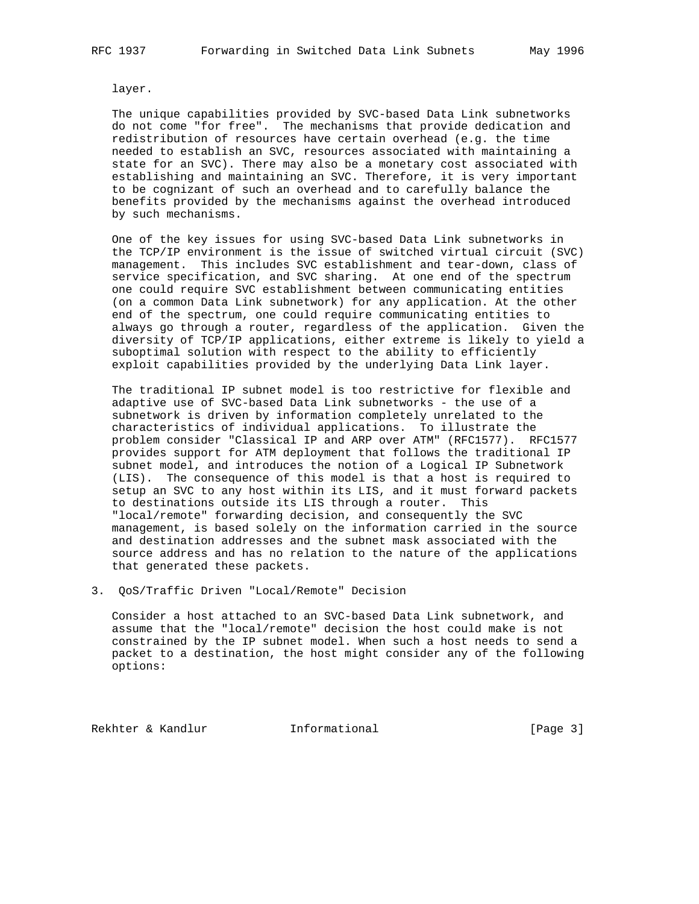layer.

The unique capabilities provided by SVC-based Data Link subnetworks do not come "for free". The mechanisms that provide dedication and redistribution of resources have certain overhead (e.g. the time needed to establish an SVC, resources associated with maintaining a state for an SVC). There may also be a monetary cost associated with establishing and maintaining an SVC. Therefore, it is very important to be cognizant of such an overhead and to carefully balance the benefits provided by the mechanisms against the overhead introduced by such mechanisms.

One of the key issues for using SVC-based Data Link subnetworks in the TCP/IP environment is the issue of switched virtual circuit (SVC) management. This includes SVC establishment and tear-down, class of service specification, and SVC sharing. At one end of the spectrum one could require SVC establishment between communicating entities (on a common Data Link subnetwork) for any application. At the other end of the spectrum, one could require communicating entities to always go through a router, regardless of the application. Given the diversity of TCP/IP applications, either extreme is likely to yield a suboptimal solution with respect to the ability to efficiently exploit capabilities provided by the underlying Data Link layer.

The traditional IP subnet model is too restrictive for flexible and adaptive use of SVC-based Data Link subnetworks - the use of a subnetwork is driven by information completely unrelated to the characteristics of individual applications. To illustrate the problem consider "Classical IP and ARP over ATM" (RFC1577). RFC1577 provides support for ATM deployment that follows the traditional IP subnet model, and introduces the notion of a Logical IP Subnetwork (LIS). The consequence of this model is that a host is required to setup an SVC to any host within its LIS, and it must forward packets to destinations outside its LIS through a router. This "local/remote" forwarding decision, and consequently the SVC management, is based solely on the information carried in the source and destination addresses and the subnet mask associated with the source address and has no relation to the nature of the applications that generated these packets.

## 3. QoS/Traffic Driven "Local/Remote" Decision

Consider a host attached to an SVC-based Data Link subnetwork, and assume that the "local/remote" decision the host could make is not constrained by the IP subnet model. When such a host needs to send a packet to a destination, the host might consider any of the following options: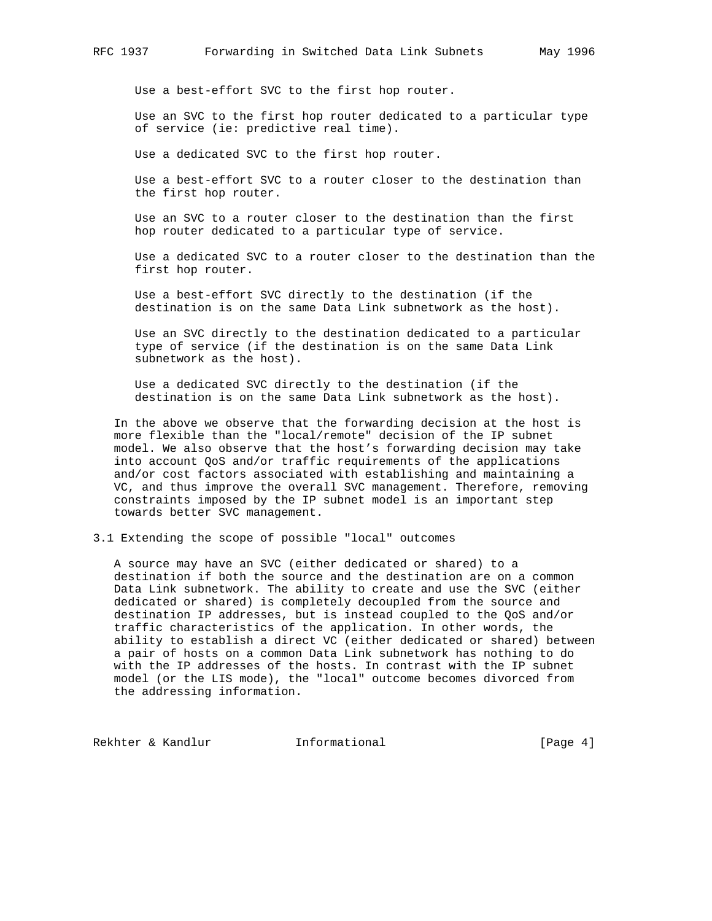Use a best-effort SVC to the first hop router.

Use an SVC to the first hop router dedicated to a particular type of service (ie: predictive real time).

Use a dedicated SVC to the first hop router.

Use a best-effort SVC to a router closer to the destination than the first hop router.

Use an SVC to a router closer to the destination than the first hop router dedicated to a particular type of service.

Use a dedicated SVC to a router closer to the destination than the first hop router.

Use a best-effort SVC directly to the destination (if the destination is on the same Data Link subnetwork as the host).

Use an SVC directly to the destination dedicated to a particular type of service (if the destination is on the same Data Link subnetwork as the host).

Use a dedicated SVC directly to the destination (if the destination is on the same Data Link subnetwork as the host).

In the above we observe that the forwarding decision at the host is more flexible than the "local/remote" decision of the IP subnet model. We also observe that the host's forwarding decision may take into account QoS and/or traffic requirements of the applications and/or cost factors associated with establishing and maintaining a VC, and thus improve the overall SVC management. Therefore, removing constraints imposed by the IP subnet model is an important step towards better SVC management.

## 3.1 Extending the scope of possible "local" outcomes

A source may have an SVC (either dedicated or shared) to a destination if both the source and the destination are on a common Data Link subnetwork. The ability to create and use the SVC (either dedicated or shared) is completely decoupled from the source and destination IP addresses, but is instead coupled to the QoS and/or traffic characteristics of the application. In other words, the ability to establish a direct VC (either dedicated or shared) between a pair of hosts on a common Data Link subnetwork has nothing to do with the IP addresses of the hosts. In contrast with the IP subnet model (or the LIS mode), the "local" outcome becomes divorced from the addressing information.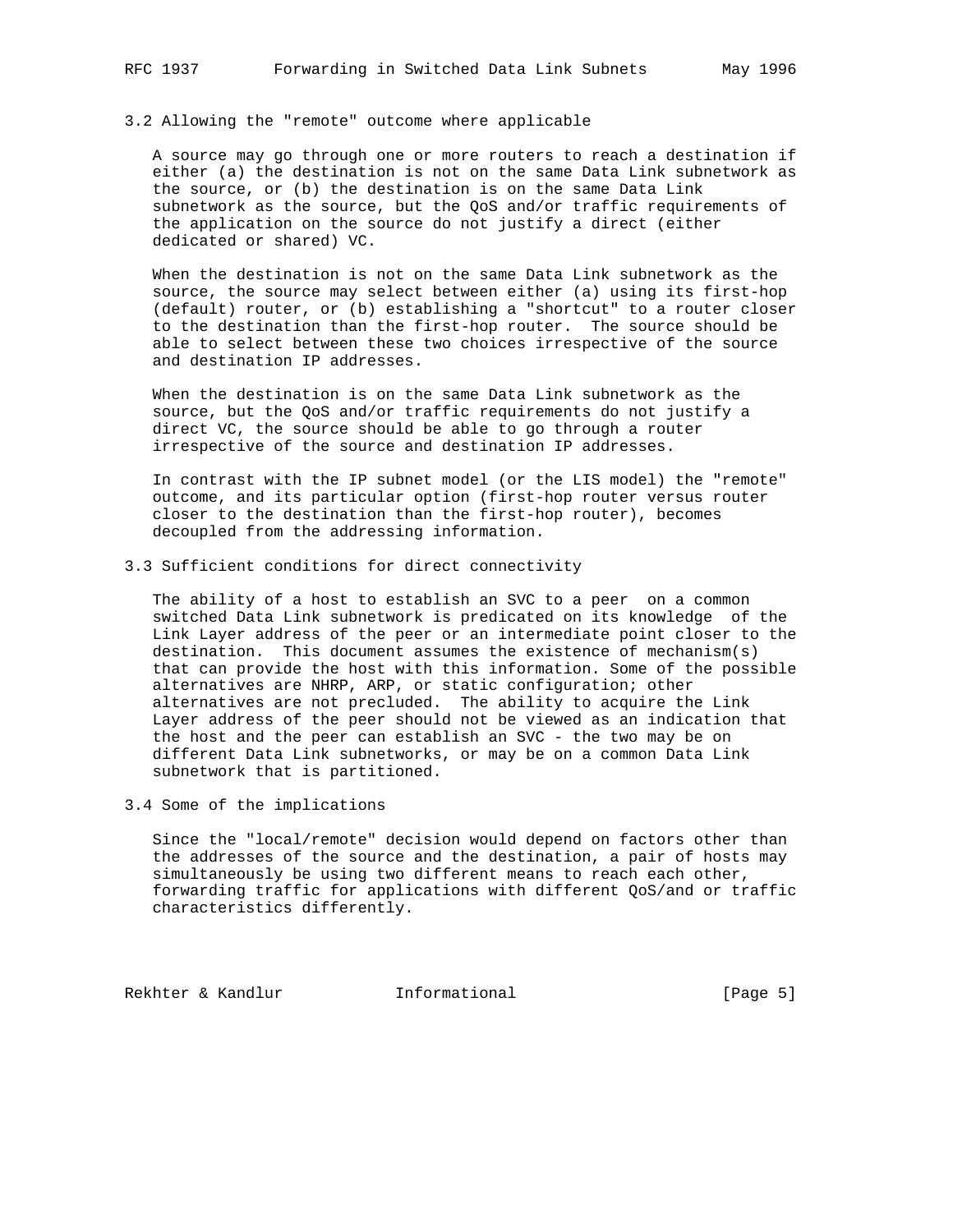## 3.2 Allowing the "remote" outcome where applicable

A source may go through one or more routers to reach a destination if either (a) the destination is not on the same Data Link subnetwork as the source, or (b) the destination is on the same Data Link subnetwork as the source, but the QoS and/or traffic requirements of the application on the source do not justify a direct (either dedicated or shared) VC.

When the destination is not on the same Data Link subnetwork as the source, the source may select between either (a) using its first-hop (default) router, or (b) establishing a "shortcut" to a router closer to the destination than the first-hop router. The source should be able to select between these two choices irrespective of the source and destination IP addresses.

When the destination is on the same Data Link subnetwork as the source, but the QoS and/or traffic requirements do not justify a direct VC, the source should be able to go through a router irrespective of the source and destination IP addresses.

In contrast with the IP subnet model (or the LIS model) the "remote" outcome, and its particular option (first-hop router versus router closer to the destination than the first-hop router), becomes decoupled from the addressing information.

## 3.3 Sufficient conditions for direct connectivity

The ability of a host to establish an SVC to a peer on a common switched Data Link subnetwork is predicated on its knowledge of the Link Layer address of the peer or an intermediate point closer to the destination. This document assumes the existence of mechanism(s) that can provide the host with this information. Some of the possible alternatives are NHRP, ARP, or static configuration; other alternatives are not precluded. The ability to acquire the Link Layer address of the peer should not be viewed as an indication that the host and the peer can establish an SVC - the two may be on different Data Link subnetworks, or may be on a common Data Link subnetwork that is partitioned.

## 3.4 Some of the implications

Since the "local/remote" decision would depend on factors other than the addresses of the source and the destination, a pair of hosts may simultaneously be using two different means to reach each other, forwarding traffic for applications with different QoS/and or traffic characteristics differently.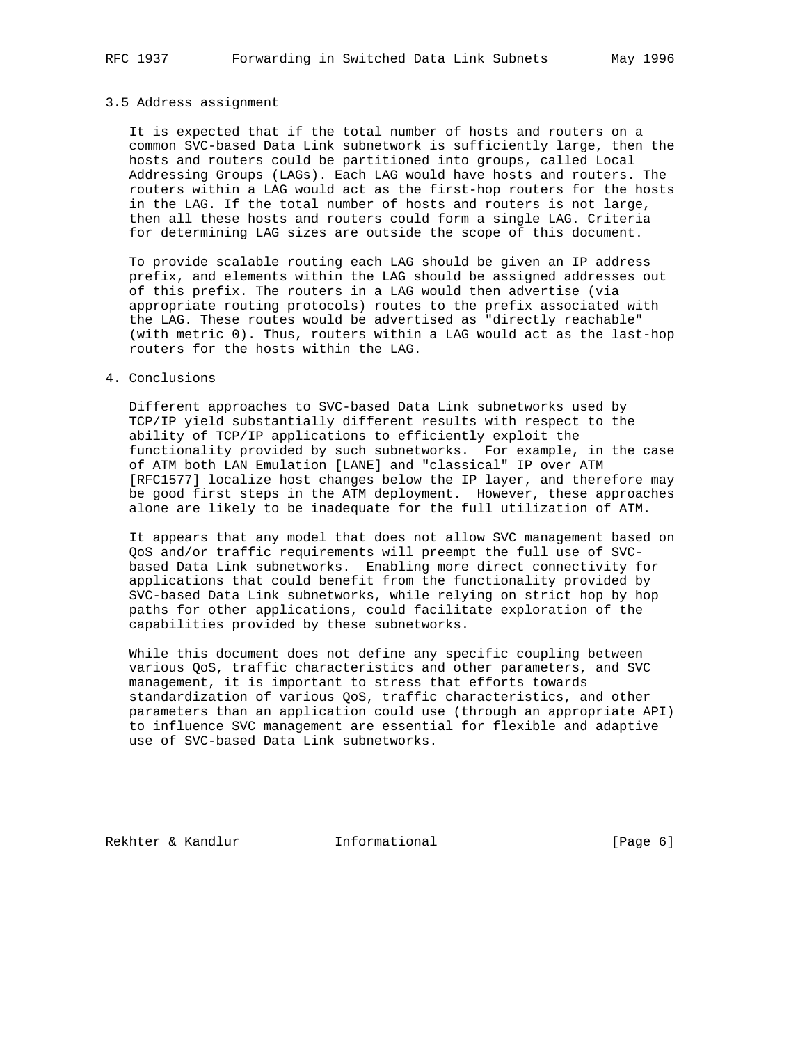### 3.5 Address assignment

It is expected that if the total number of hosts and routers on a common SVC-based Data Link subnetwork is sufficiently large, then the hosts and routers could be partitioned into groups, called Local Addressing Groups (LAGs). Each LAG would have hosts and routers. The routers within a LAG would act as the first-hop routers for the hosts in the LAG. If the total number of hosts and routers is not large, then all these hosts and routers could form a single LAG. Criteria for determining LAG sizes are outside the scope of this document.

To provide scalable routing each LAG should be given an IP address prefix, and elements within the LAG should be assigned addresses out of this prefix. The routers in a LAG would then advertise (via appropriate routing protocols) routes to the prefix associated with the LAG. These routes would be advertised as "directly reachable" (with metric 0). Thus, routers within a LAG would act as the last-hop routers for the hosts within the LAG.

## 4. Conclusions

Different approaches to SVC-based Data Link subnetworks used by TCP/IP yield substantially different results with respect to the ability of TCP/IP applications to efficiently exploit the functionality provided by such subnetworks. For example, in the case of ATM both LAN Emulation [LANE] and "classical" IP over ATM [RFC1577] localize host changes below the IP layer, and therefore may be good first steps in the ATM deployment. However, these approaches alone are likely to be inadequate for the full utilization of ATM.

It appears that any model that does not allow SVC management based on QoS and/or traffic requirements will preempt the full use of SVC-based Data Link subnetworks. Enabling more direct connectivity for applications that could benefit from the functionality provided by SVC-based Data Link subnetworks, while relying on strict hop by hop paths for other applications, could facilitate exploration of the capabilities provided by these subnetworks.

While this document does not define any specific coupling between various QoS, traffic characteristics and other parameters, and SVC management, it is important to stress that efforts towards standardization of various QoS, traffic characteristics, and other parameters than an application could use (through an appropriate API) to influence SVC management are essential for flexible and adaptive use of SVC-based Data Link subnetworks.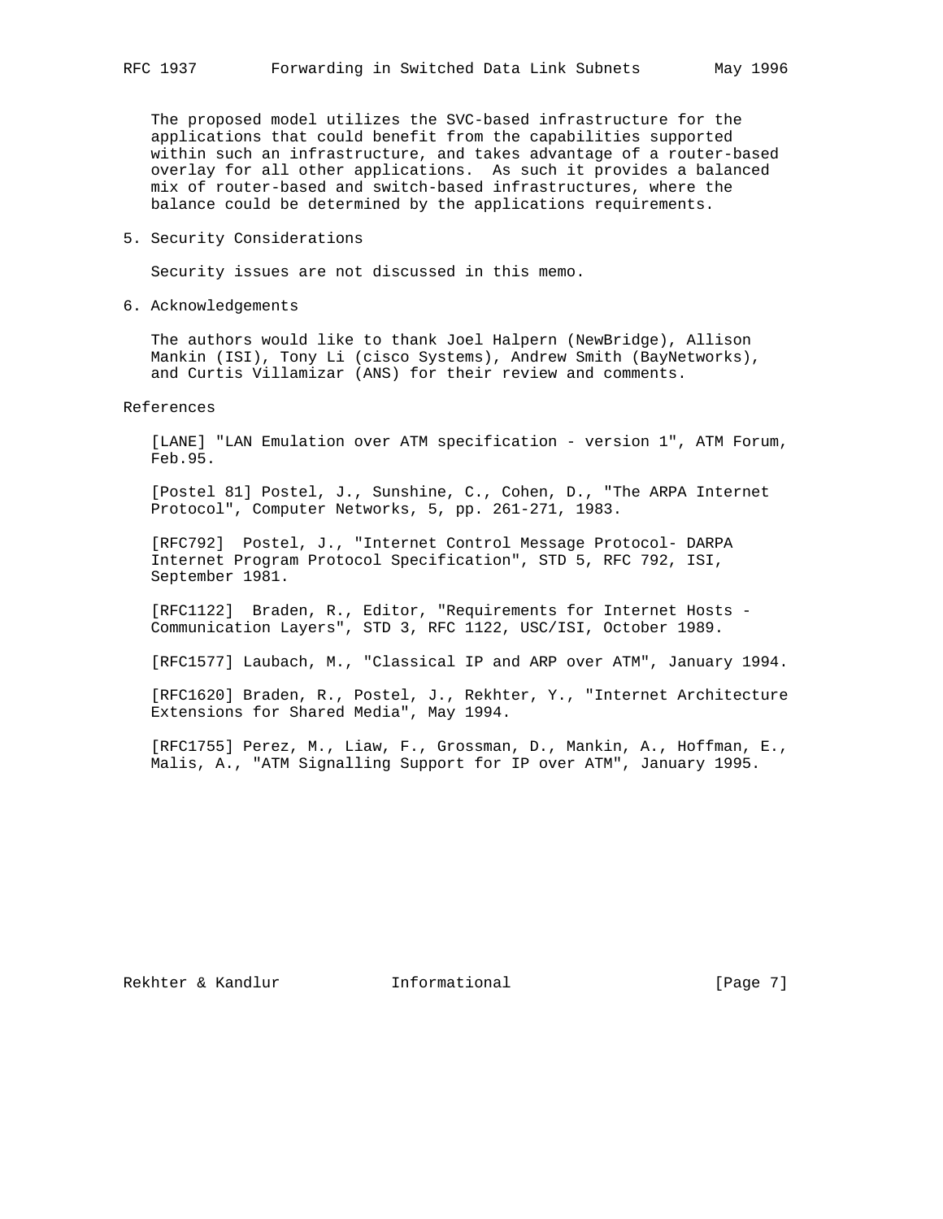The proposed model utilizes the SVC-based infrastructure for the applications that could benefit from the capabilities supported within such an infrastructure, and takes advantage of a router-based overlay for all other applications. As such it provides a balanced mix of router-based and switch-based infrastructures, where the balance could be determined by the applications requirements.

## 5. Security Considerations

Security issues are not discussed in this memo.

## 6. Acknowledgements

The authors would like to thank Joel Halpern (NewBridge), Allison Mankin (ISI), Tony Li (cisco Systems), Andrew Smith (BayNetworks), and Curtis Villamizar (ANS) for their review and comments.

## References

[LANE] "LAN Emulation over ATM specification - version 1", ATM Forum, Feb.95.

[Postel 81] Postel, J., Sunshine, C., Cohen, D., "The ARPA Internet Protocol", Computer Networks, 5, pp. 261-271, 1983.

[RFC792] Postel, J., "Internet Control Message Protocol- DARPA Internet Program Protocol Specification", STD 5, RFC 792, ISI, September 1981.

[RFC1122] Braden, R., Editor, "Requirements for Internet Hosts - Communication Layers", STD 3, RFC 1122, USC/ISI, October 1989.

[RFC1577] Laubach, M., "Classical IP and ARP over ATM", January 1994.

[RFC1620] Braden, R., Postel, J., Rekhter, Y., "Internet Architecture Extensions for Shared Media", May 1994.

[RFC1755] Perez, M., Liaw, F., Grossman, D., Mankin, A., Hoffman, E., Malis, A., "ATM Signalling Support for IP over ATM", January 1995.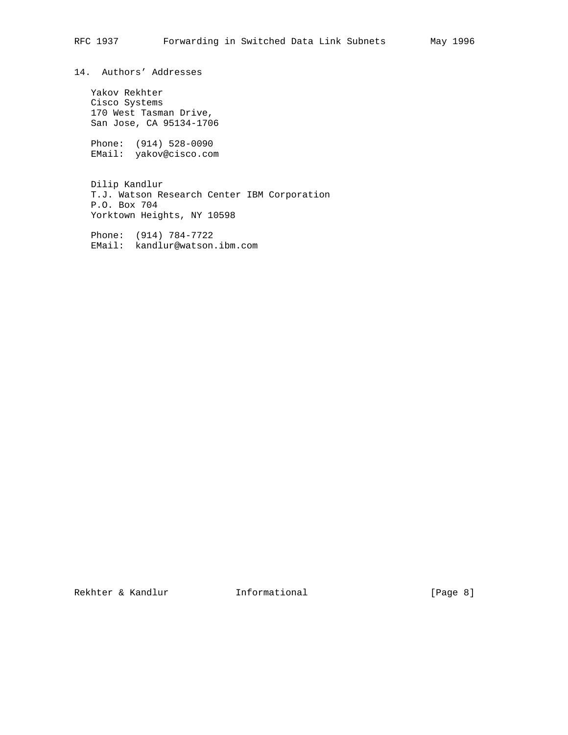## 14. Authors' Addresses

Yakov Rekhter
Cisco Systems
170 West Tasman Drive,
San Jose, CA 95134-1706

Phone: (914) 528-0090
EMail: yakov@cisco.com

Dilip Kandlur
T.J. Watson Research Center IBM Corporation
P.O. Box 704
Yorktown Heights, NY 10598

Phone: (914) 784-7722
EMail: kandlur@watson.ibm.com